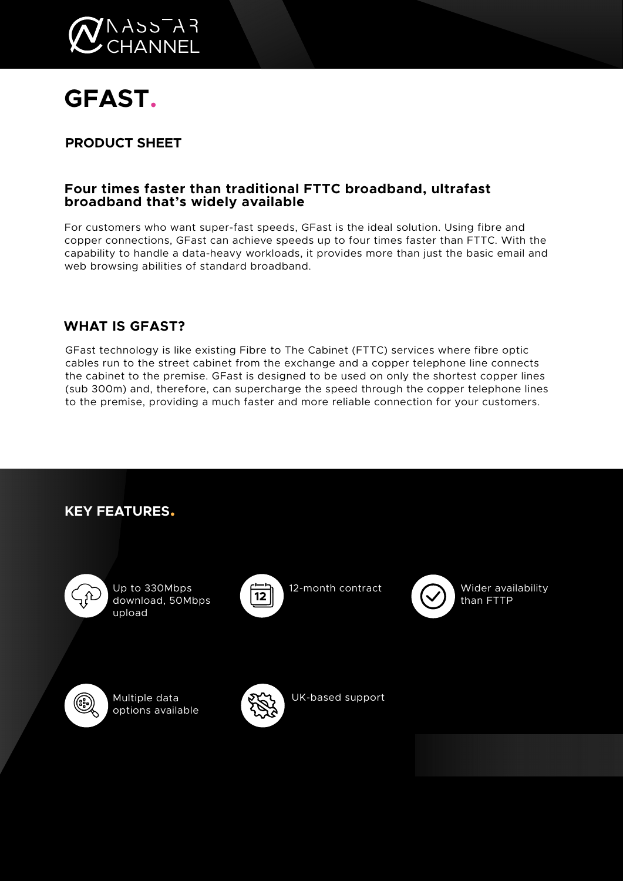# GFAST.

## PRODUCT SHEET

### Four times faster than traditional FTTC broadband, ultrafast broadband that's widely available

For customers who want super-fast speeds, GFast is the ideal solution. Using fibre and copper connections, GFast can achieve speeds up to four times faster than FTTC. With the capability to handle a data-heavy workloads, it provides more than just the basic email and web browsing abilities of standard broadband.

## WHAT IS GFAST?

GFast technology is like existing Fibre to The Cabinet (FTTC) services where fibre optic cables run to the street cabinet from the exchange and a copper telephone line connects the cabinet to the premise. GFast is designed to be used on only the shortest copper lines (sub 300m) and, therefore, can supercharge the speed through the copper telephone lines to the premise, providing a much faster and more reliable connection for your customers.

## KEY FEATURES.

- Up to 330Mbps download, 50Mbps upload
- 12-month contract
- Wider availability than FTTP
- Multiple data options available
- UK-based support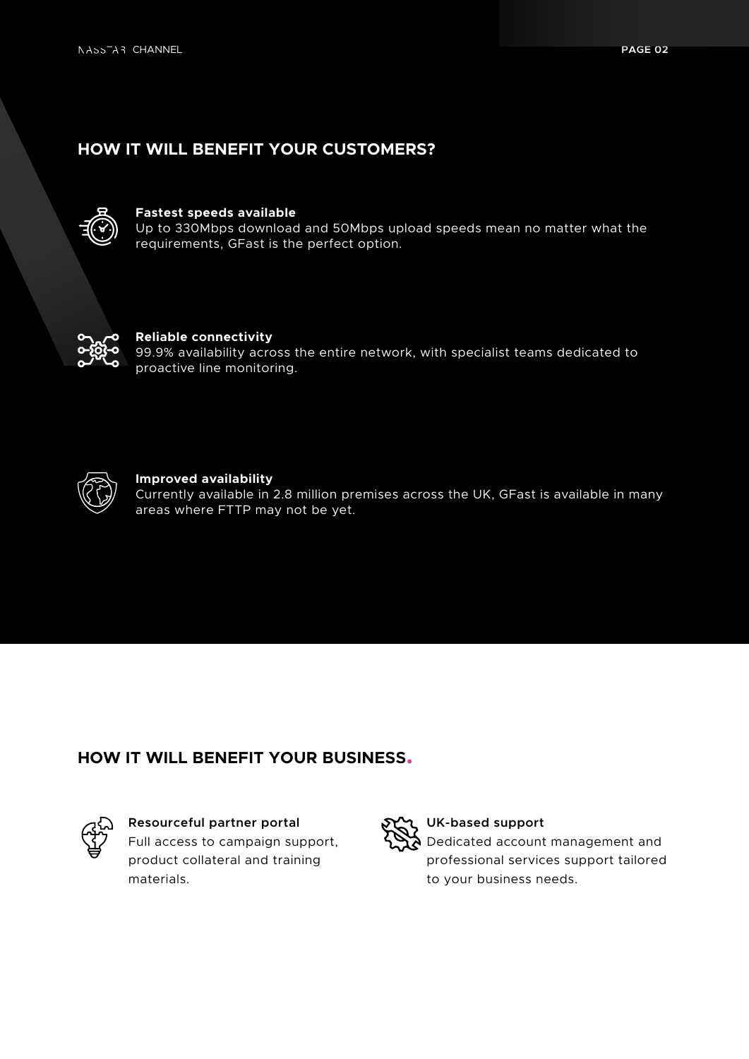## HOW IT WILL BENEFIT YOUR CUSTOMERS?

**Fastest speeds available**
Up to 330Mbps download and 50Mbps upload speeds mean no matter what the requirements, GFast is the perfect option.

**Reliable connectivity**
99.9% availability across the entire network, with specialist teams dedicated to proactive line monitoring.

**Improved availability**
Currently available in 2.8 million premises across the UK, GFast is available in many areas where FTTP may not be yet.

## HOW IT WILL BENEFIT YOUR BUSINESS.

Resourceful partner portal
Full access to campaign support, product collateral and training materials.

UK-based support
Dedicated account management and professional services support tailored to your business needs.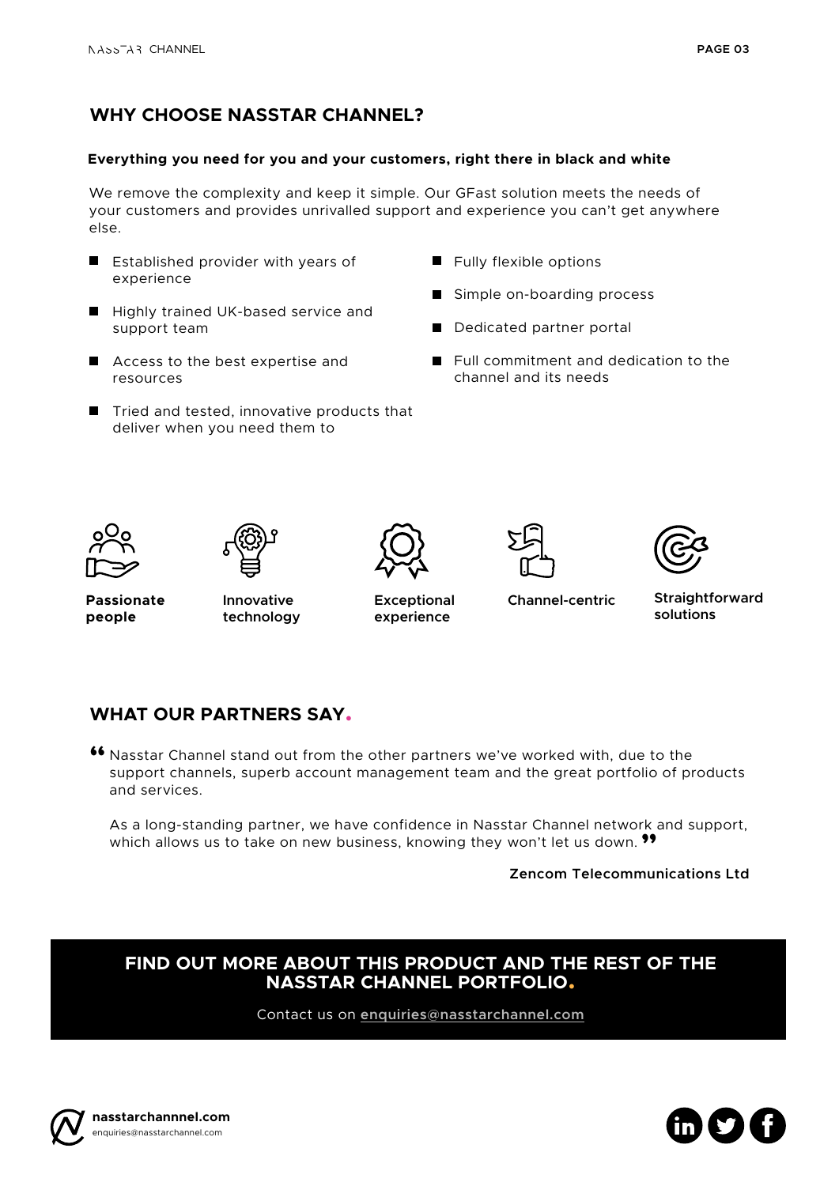## WHY CHOOSE NASSTAR CHANNEL?

**Everything you need for you and your customers, right there in black and white**

We remove the complexity and keep it simple. Our GFast solution meets the needs of your customers and provides unrivalled support and experience you can't get anywhere else.

- Established provider with years of experience
- Highly trained UK-based service and support team
- Access to the best expertise and resources
- Tried and tested, innovative products that deliver when you need them to
- Fully flexible options
- Simple on-boarding process
- Dedicated partner portal
- Full commitment and dedication to the channel and its needs

**Passionate people**

**Innovative technology**

**Exceptional experience**

**Channel-centric**

**Straightforward solutions**

## WHAT OUR PARTNERS SAY.

> Nasstar Channel stand out from the other partners we've worked with, due to the support channels, superb account management team and the great portfolio of products and services.
>
> As a long-standing partner, we have confidence in Nasstar Channel network and support, which allows us to take on new business, knowing they won't let us down.

**Zencom Telecommunications Ltd**

**FIND OUT MORE ABOUT THIS PRODUCT AND THE REST OF THE NASSTAR CHANNEL PORTFOLIO.**

Contact us on enquiries@nasstarchannel.com

**nasstarchannnel.com**
enquiries@nasstarchannel.com